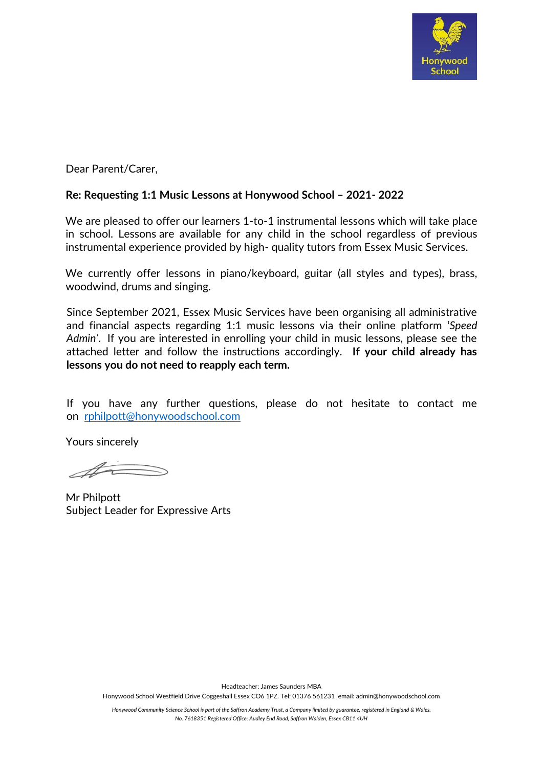Dear Parent/Carer,

**Re: Requesting 1:1 Music Lessons at Honywood School – 2021- 2022**

We are pleased to offer our learners 1-to-1 instrumental lessons which will take place in school. Lessons are available for any child in the school regardless of previous instrumental experience provided by high- quality tutors from Essex Music Services.

We currently offer lessons in piano/keyboard, guitar (all styles and types), brass, woodwind, drums and singing.

Since September 2021, Essex Music Services have been organising all administrative and financial aspects regarding 1:1 music lessons via their online platform '*Speed Admin*'. If you are interested in enrolling your child in music lessons, please see the attached letter and follow the instructions accordingly. **If your child already has lessons you do not need to reapply each term.**

If you have any further questions, please do not hesitate to contact me on rphilpott@honywoodschool.com

Yours sincerely

Mr Philpott
Subject Leader for Expressive Arts

Headteacher: James Saunders MBA
Honywood School Westfield Drive Coggeshall Essex CO6 1PZ. Tel: 01376 561231 email: admin@honywoodschool.com

*Honywood Community Science School is part of the Saffron Academy Trust, a Company limited by guarantee, registered in England & Wales. No. 7618351 Registered Office: Audley End Road, Saffron Walden, Essex CB11 4UH*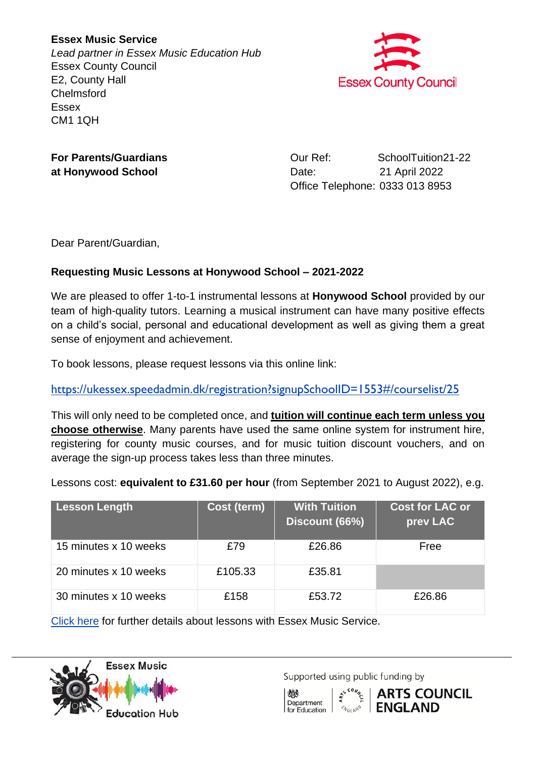**Essex Music Service**
*Lead partner in Essex Music Education Hub*
Essex County Council
E2, County Hall
Chelmsford
Essex
CM1 1QH

**For Parents/Guardians**
**at Honywood School**

Our Ref: SchoolTuition21-22
Date: 21 April 2022
Office Telephone: 0333 013 8953

Dear Parent/Guardian,

**Requesting Music Lessons at Honywood School – 2021-2022**

We are pleased to offer 1-to-1 instrumental lessons at **Honywood School** provided by our team of high-quality tutors. Learning a musical instrument can have many positive effects on a child's social, personal and educational development as well as giving them a great sense of enjoyment and achievement.

To book lessons, please request lessons via this online link:

https://ukessex.speedadmin.dk/registration?signupSchoolID=1553#/courselist/25

This will only need to be completed once, and **tuition will continue each term unless you choose otherwise**. Many parents have used the same online system for instrument hire, registering for county music courses, and for music tuition discount vouchers, and on average the sign-up process takes less than three minutes.

Lessons cost: **equivalent to £31.60 per hour** (from September 2021 to August 2022), e.g.

| Lesson Length | Cost (term) | With Tuition Discount (66%) | Cost for LAC or prev LAC |
|---|---|---|---|
| 15 minutes x 10 weeks | £79 | £26.86 | Free |
| 20 minutes x 10 weeks | £105.33 | £35.81 | |
| 30 minutes x 10 weeks | £158 | £53.72 | £26.86 |

Click here for further details about lessons with Essex Music Service.

Supported using public funding by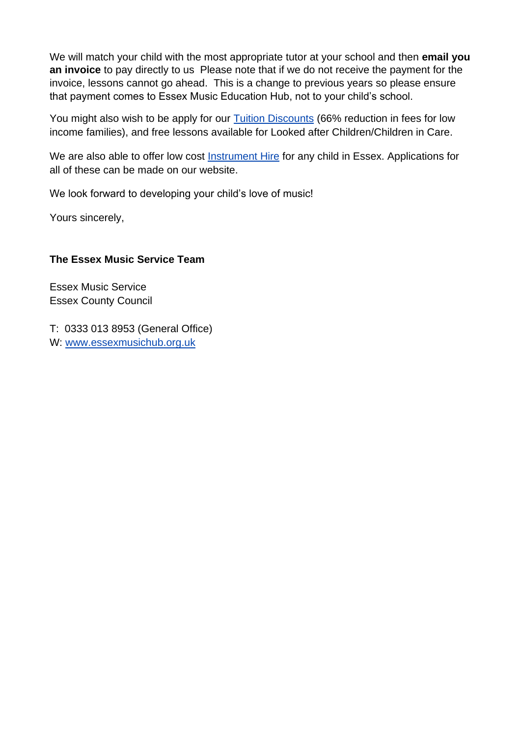We will match your child with the most appropriate tutor at your school and then **email you an invoice** to pay directly to us  Please note that if we do not receive the payment for the invoice, lessons cannot go ahead.  This is a change to previous years so please ensure that payment comes to Essex Music Education Hub, not to your child's school.

You might also wish to be apply for our Tuition Discounts (66% reduction in fees for low income families), and free lessons available for Looked after Children/Children in Care.

We are also able to offer low cost Instrument Hire for any child in Essex. Applications for all of these can be made on our website.

We look forward to developing your child's love of music!

Yours sincerely,

**The Essex Music Service Team**

Essex Music Service
Essex County Council

T:  0333 013 8953 (General Office)
W: www.essexmusichub.org.uk